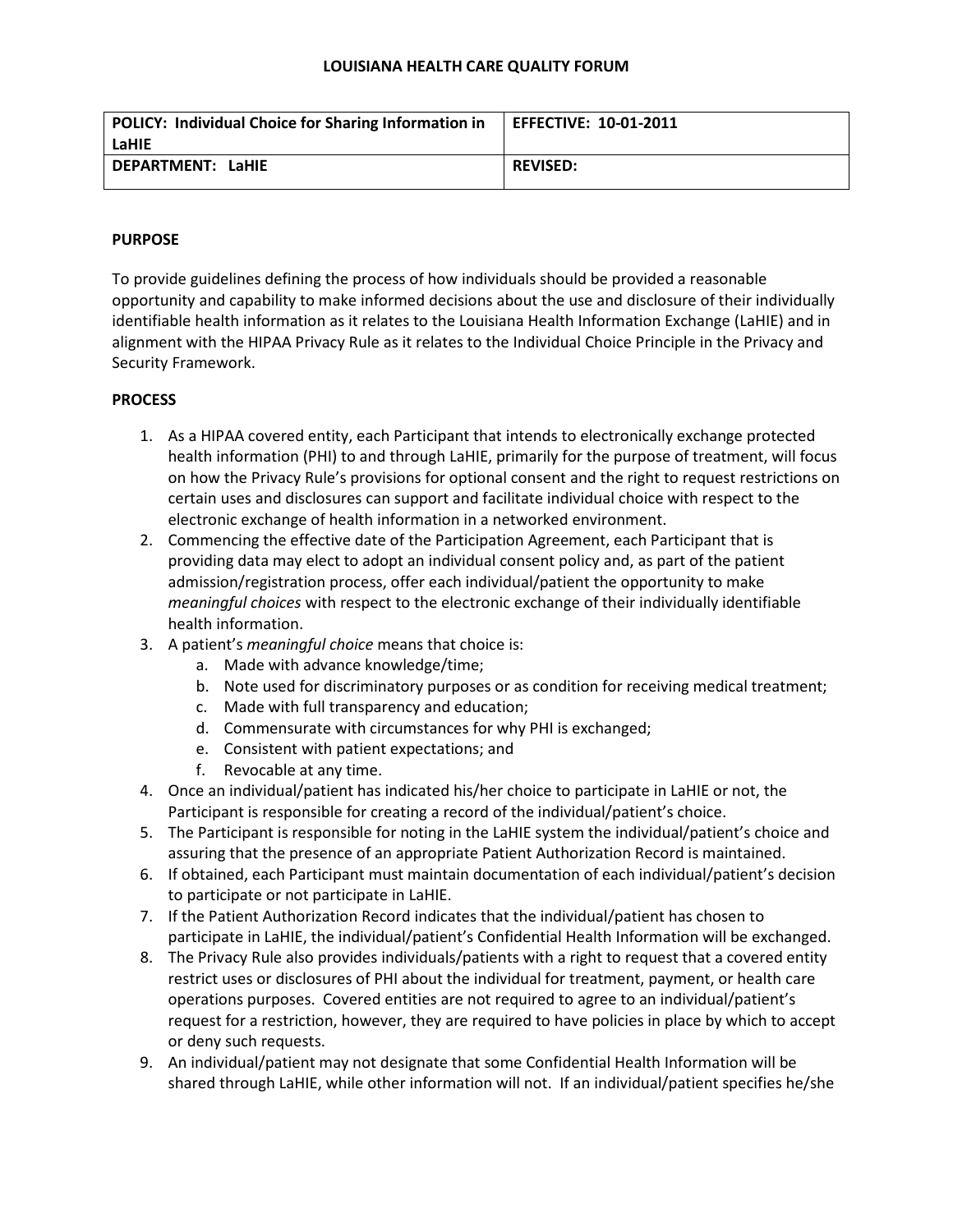# LOUISIANA HEALTH CARE QUALITY FORUM

| POLICY: Individual Choice for Sharing Information in LaHIE | EFFECTIVE: 10-01-2011 |
|---|---|
| DEPARTMENT: LaHIE | REVISED: |

## PURPOSE

To provide guidelines defining the process of how individuals should be provided a reasonable opportunity and capability to make informed decisions about the use and disclosure of their individually identifiable health information as it relates to the Louisiana Health Information Exchange (LaHIE) and in alignment with the HIPAA Privacy Rule as it relates to the Individual Choice Principle in the Privacy and Security Framework.

## PROCESS

1. As a HIPAA covered entity, each Participant that intends to electronically exchange protected health information (PHI) to and through LaHIE, primarily for the purpose of treatment, will focus on how the Privacy Rule's provisions for optional consent and the right to request restrictions on certain uses and disclosures can support and facilitate individual choice with respect to the electronic exchange of health information in a networked environment.
2. Commencing the effective date of the Participation Agreement, each Participant that is providing data may elect to adopt an individual consent policy and, as part of the patient admission/registration process, offer each individual/patient the opportunity to make *meaningful choices* with respect to the electronic exchange of their individually identifiable health information.
3. A patient's *meaningful choice* means that choice is:
   a. Made with advance knowledge/time;
   b. Note used for discriminatory purposes or as condition for receiving medical treatment;
   c. Made with full transparency and education;
   d. Commensurate with circumstances for why PHI is exchanged;
   e. Consistent with patient expectations; and
   f. Revocable at any time.
4. Once an individual/patient has indicated his/her choice to participate in LaHIE or not, the Participant is responsible for creating a record of the individual/patient's choice.
5. The Participant is responsible for noting in the LaHIE system the individual/patient's choice and assuring that the presence of an appropriate Patient Authorization Record is maintained.
6. If obtained, each Participant must maintain documentation of each individual/patient's decision to participate or not participate in LaHIE.
7. If the Patient Authorization Record indicates that the individual/patient has chosen to participate in LaHIE, the individual/patient's Confidential Health Information will be exchanged.
8. The Privacy Rule also provides individuals/patients with a right to request that a covered entity restrict uses or disclosures of PHI about the individual for treatment, payment, or health care operations purposes. Covered entities are not required to agree to an individual/patient's request for a restriction, however, they are required to have policies in place by which to accept or deny such requests.
9. An individual/patient may not designate that some Confidential Health Information will be shared through LaHIE, while other information will not. If an individual/patient specifies he/she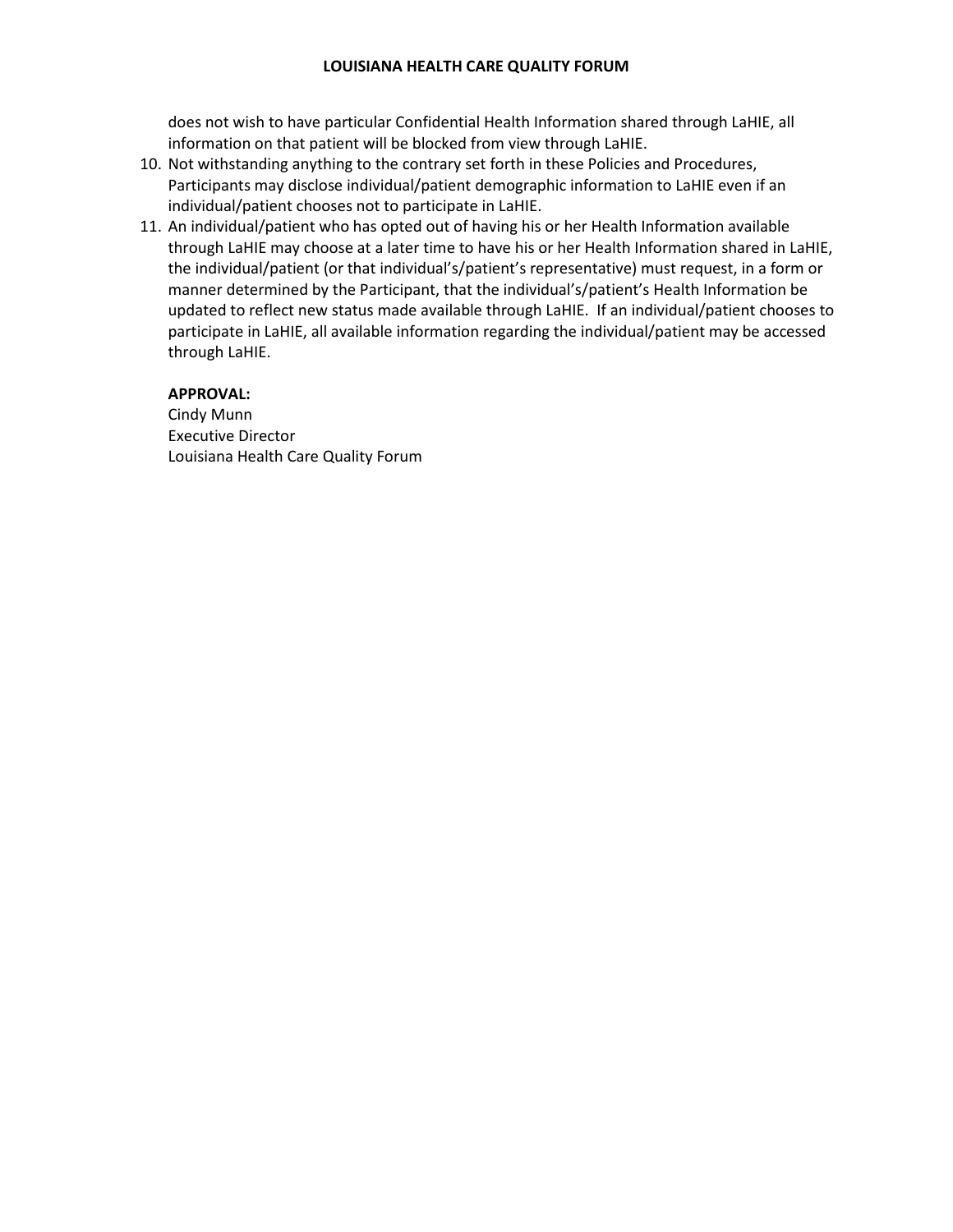does not wish to have particular Confidential Health Information shared through LaHIE, all information on that patient will be blocked from view through LaHIE.

10. Not withstanding anything to the contrary set forth in these Policies and Procedures, Participants may disclose individual/patient demographic information to LaHIE even if an individual/patient chooses not to participate in LaHIE.
11. An individual/patient who has opted out of having his or her Health Information available through LaHIE may choose at a later time to have his or her Health Information shared in LaHIE, the individual/patient (or that individual's/patient's representative) must request, in a form or manner determined by the Participant, that the individual's/patient's Health Information be updated to reflect new status made available through LaHIE. If an individual/patient chooses to participate in LaHIE, all available information regarding the individual/patient may be accessed through LaHIE.

**APPROVAL:**
Cindy Munn
Executive Director
Louisiana Health Care Quality Forum